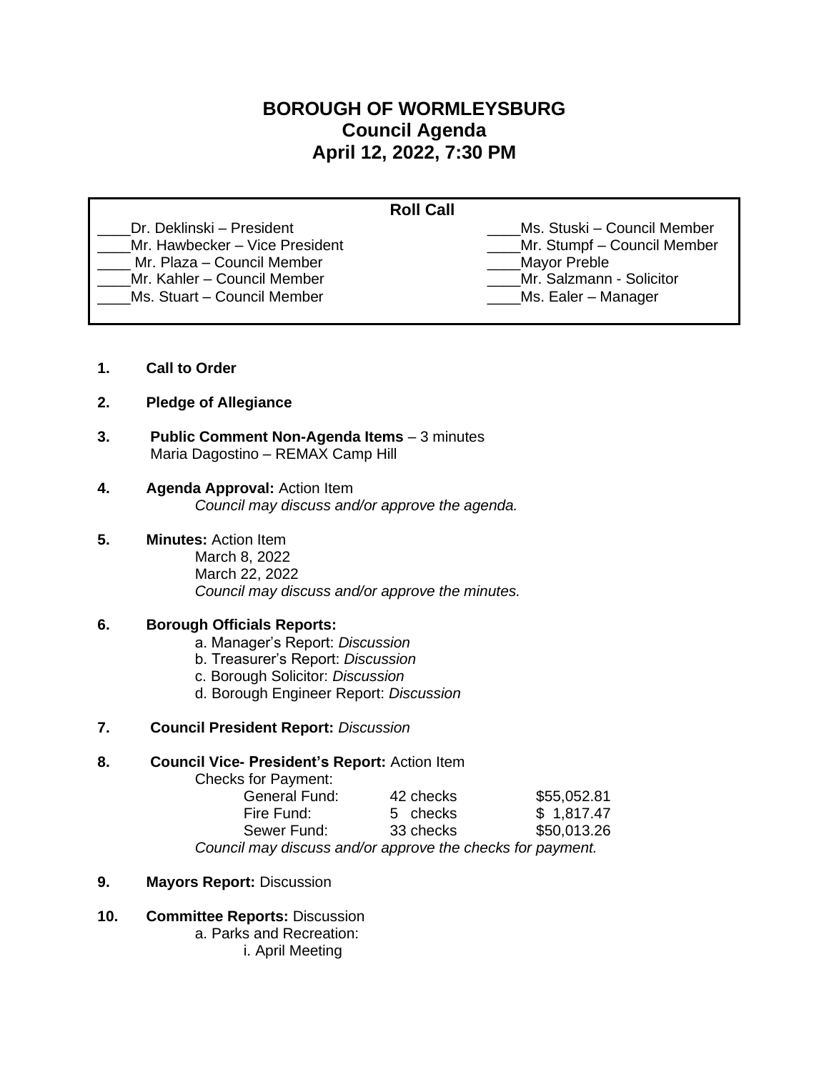# BOROUGH OF WORMLEYSBURG
## Council Agenda
## April 12, 2022, 7:30 PM

**Roll Call**

| | |
|---|---|
| ____Dr. Deklinski – President | ____Ms. Stuski – Council Member |
| ____Mr. Hawbecker – Vice President | ____Mr. Stumpf – Council Member |
| ____ Mr. Plaza – Council Member | ____Mayor Preble |
| ____Mr. Kahler – Council Member | ____Mr. Salzmann - Solicitor |
| ____Ms. Stuart – Council Member | ____Ms. Ealer – Manager |

1. **Call to Order**

2. **Pledge of Allegiance**

3. **Public Comment Non-Agenda Items** – 3 minutes
   Maria Dagostino – REMAX Camp Hill

4. **Agenda Approval:** Action Item
   *Council may discuss and/or approve the agenda.*

5. **Minutes:** Action Item
   March 8, 2022
   March 22, 2022
   *Council may discuss and/or approve the minutes.*

6. **Borough Officials Reports:**
   a. Manager's Report: *Discussion*
   b. Treasurer's Report: *Discussion*
   c. Borough Solicitor: *Discussion*
   d. Borough Engineer Report: *Discussion*

7. **Council President Report:** *Discussion*

8. **Council Vice- President's Report:** Action Item
   Checks for Payment:

   | | | |
   |---|---|---|
   | General Fund: | 42 checks | $55,052.81 |
   | Fire Fund: | 5 checks | $ 1,817.47 |
   | Sewer Fund: | 33 checks | $50,013.26 |

   *Council may discuss and/or approve the checks for payment.*

9. **Mayors Report:** Discussion

10. **Committee Reports:** Discussion
    a. Parks and Recreation:
       i. April Meeting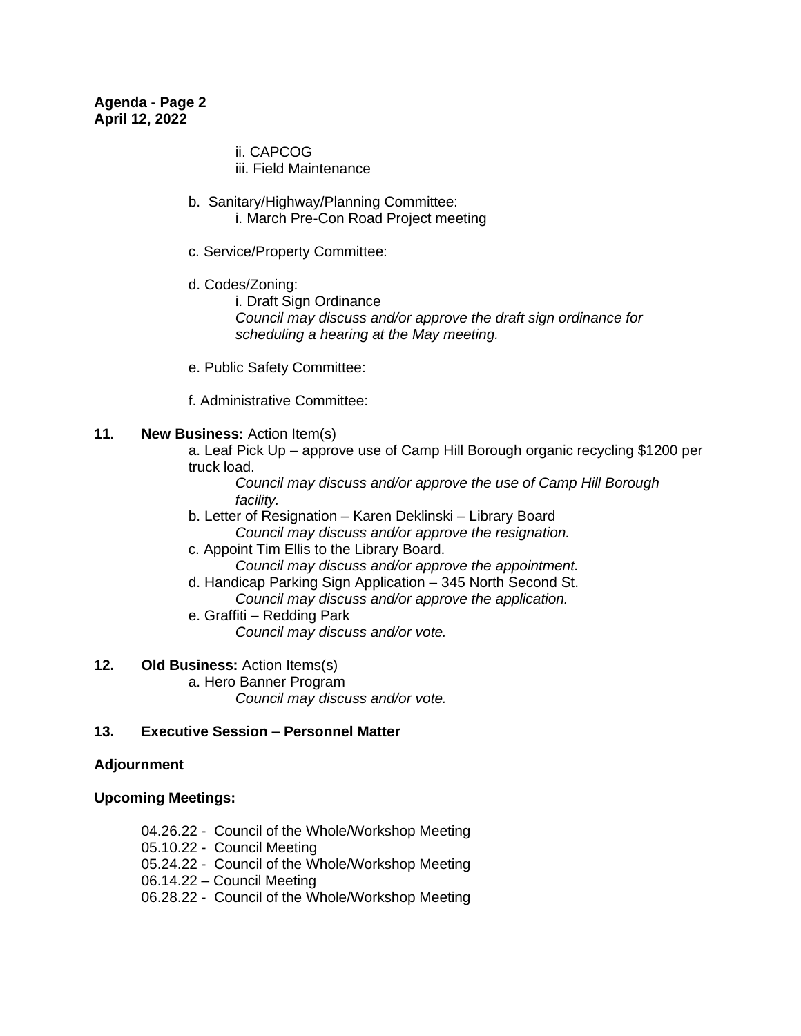**Agenda - Page 2**
**April 12, 2022**

- ii. CAPCOG
- iii. Field Maintenance

b. Sanitary/Highway/Planning Committee:
- i. March Pre-Con Road Project meeting

c. Service/Property Committee:

d. Codes/Zoning:
- i. Draft Sign Ordinance
  *Council may discuss and/or approve the draft sign ordinance for scheduling a hearing at the May meeting.*

e. Public Safety Committee:

f. Administrative Committee:

**11. New Business:** Action Item(s)

a. Leaf Pick Up – approve use of Camp Hill Borough organic recycling $1200 per truck load.
  *Council may discuss and/or approve the use of Camp Hill Borough facility.*

b. Letter of Resignation – Karen Deklinski – Library Board
  *Council may discuss and/or approve the resignation.*

c. Appoint Tim Ellis to the Library Board.
  *Council may discuss and/or approve the appointment.*

d. Handicap Parking Sign Application – 345 North Second St.
  *Council may discuss and/or approve the application.*

e. Graffiti – Redding Park
  *Council may discuss and/or vote.*

**12. Old Business:** Action Items(s)

a. Hero Banner Program
  *Council may discuss and/or vote.*

**13. Executive Session – Personnel Matter**

**Adjournment**

**Upcoming Meetings:**

- 04.26.22 - Council of the Whole/Workshop Meeting
- 05.10.22 - Council Meeting
- 05.24.22 - Council of the Whole/Workshop Meeting
- 06.14.22 – Council Meeting
- 06.28.22 - Council of the Whole/Workshop Meeting